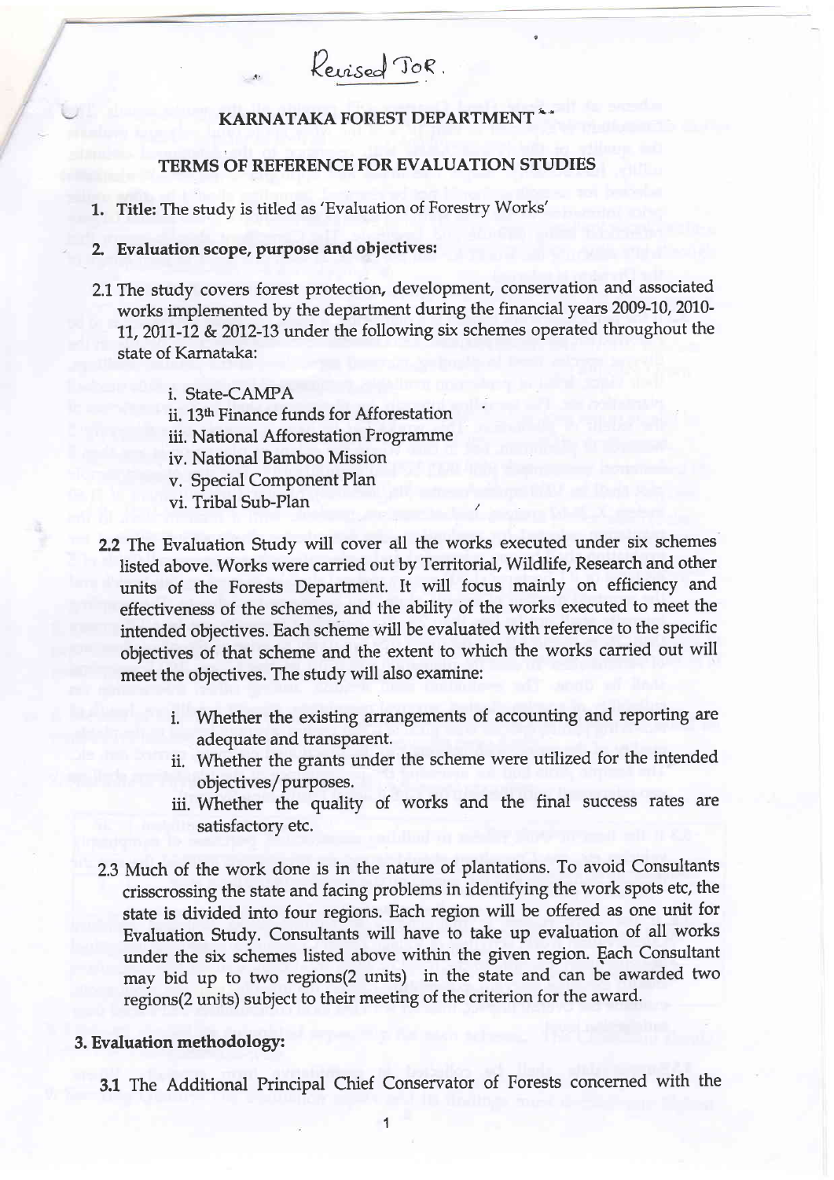Revised ToR.

# KARNATAKA FOREST DEPARTMENT

## TERMS OF REFERENCE FOR EVALUATION STUDIES

1. **Title:** The study is titled as 'Evaluation of Forestry Works'

2. **Evaluation scope, purpose and objectives:**

2.1 The study covers forest protection, development, conservation and associated works implemented by the department during the financial years 2009-10, 2010-11, 2011-12 & 2012-13 under the following six schemes operated throughout the state of Karnataka:

i. State-CAMPA
ii. 13th Finance funds for Afforestation
iii. National Afforestation Programme
iv. National Bamboo Mission
v. Special Component Plan
vi. Tribal Sub-Plan

2.2 The Evaluation Study will cover all the works executed under six schemes listed above. Works were carried out by Territorial, Wildlife, Research and other units of the Forests Department. It will focus mainly on efficiency and effectiveness of the schemes, and the ability of the works executed to meet the intended objectives. Each scheme will be evaluated with reference to the specific objectives of that scheme and the extent to which the works carried out will meet the objectives. The study will also examine:

i. Whether the existing arrangements of accounting and reporting are adequate and transparent.
ii. Whether the grants under the scheme were utilized for the intended objectives/purposes.
iii. Whether the quality of works and the final success rates are satisfactory etc.

2.3 Much of the work done is in the nature of plantations. To avoid Consultants crisscrossing the state and facing problems in identifying the work spots etc, the state is divided into four regions. Each region will be offered as one unit for Evaluation Study. Consultants will have to take up evaluation of all works under the six schemes listed above within the given region. Each Consultant may bid up to two regions(2 units) in the state and can be awarded two regions(2 units) subject to their meeting of the criterion for the award.

### 3. Evaluation methodology:

3.1 The Additional Principal Chief Conservator of Forests concerned with the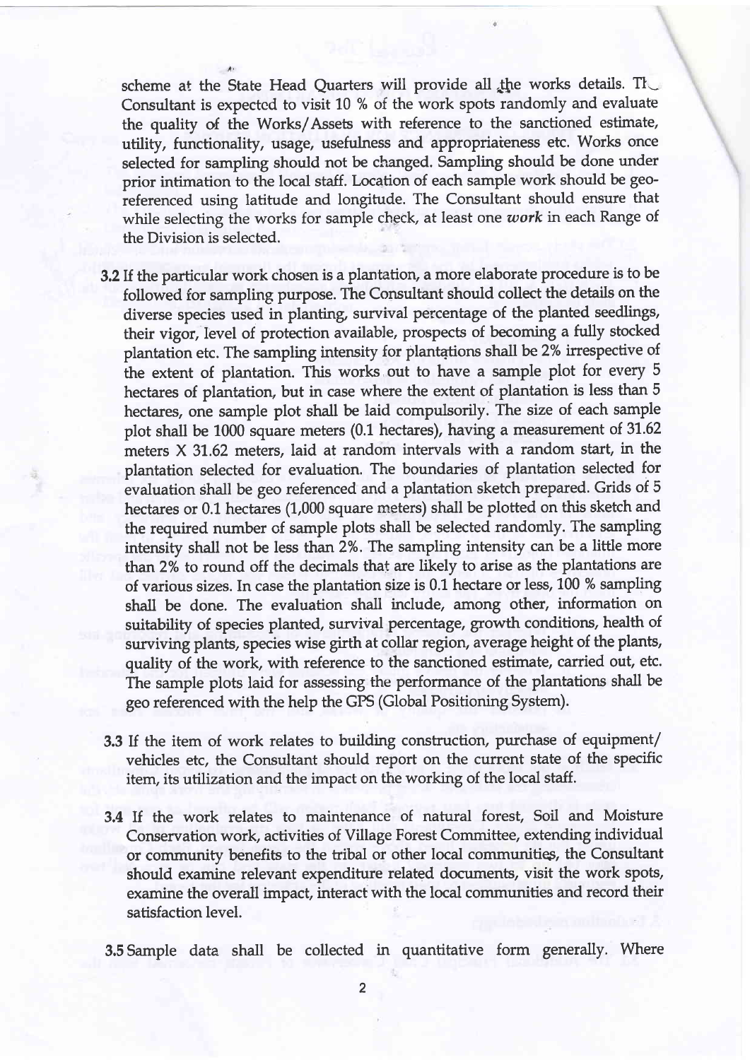scheme at the State Head Quarters will provide all the works details. The Consultant is expected to visit 10 % of the work spots randomly and evaluate the quality of the Works/Assets with reference to the sanctioned estimate, utility, functionality, usage, usefulness and appropriateness etc. Works once selected for sampling should not be changed. Sampling should be done under prior intimation to the local staff. Location of each sample work should be geo-referenced using latitude and longitude. The Consultant should ensure that while selecting the works for sample check, at least one *work* in each Range of the Division is selected.

**3.2** If the particular work chosen is a plantation, a more elaborate procedure is to be followed for sampling purpose. The Consultant should collect the details on the diverse species used in planting, survival percentage of the planted seedlings, their vigor, level of protection available, prospects of becoming a fully stocked plantation etc. The sampling intensity for plantations shall be 2% irrespective of the extent of plantation. This works out to have a sample plot for every 5 hectares of plantation, but in case where the extent of plantation is less than 5 hectares, one sample plot shall be laid compulsorily. The size of each sample plot shall be 1000 square meters (0.1 hectares), having a measurement of 31.62 meters X 31.62 meters, laid at random intervals with a random start, in the plantation selected for evaluation. The boundaries of plantation selected for evaluation shall be geo referenced and a plantation sketch prepared. Grids of 5 hectares or 0.1 hectares (1,000 square meters) shall be plotted on this sketch and the required number of sample plots shall be selected randomly. The sampling intensity shall not be less than 2%. The sampling intensity can be a little more than 2% to round off the decimals that are likely to arise as the plantations are of various sizes. In case the plantation size is 0.1 hectare or less, 100 % sampling shall be done. The evaluation shall include, among other, information on suitability of species planted, survival percentage, growth conditions, health of surviving plants, species wise girth at collar region, average height of the plants, quality of the work, with reference to the sanctioned estimate, carried out, etc. The sample plots laid for assessing the performance of the plantations shall be geo referenced with the help the GPS (Global Positioning System).

**3.3** If the item of work relates to building construction, purchase of equipment/ vehicles etc, the Consultant should report on the current state of the specific item, its utilization and the impact on the working of the local staff.

**3.4** If the work relates to maintenance of natural forest, Soil and Moisture Conservation work, activities of Village Forest Committee, extending individual or community benefits to the tribal or other local communities, the Consultant should examine relevant expenditure related documents, visit the work spots, examine the overall impact, interact with the local communities and record their satisfaction level.

**3.5** Sample data shall be collected in quantitative form generally. Where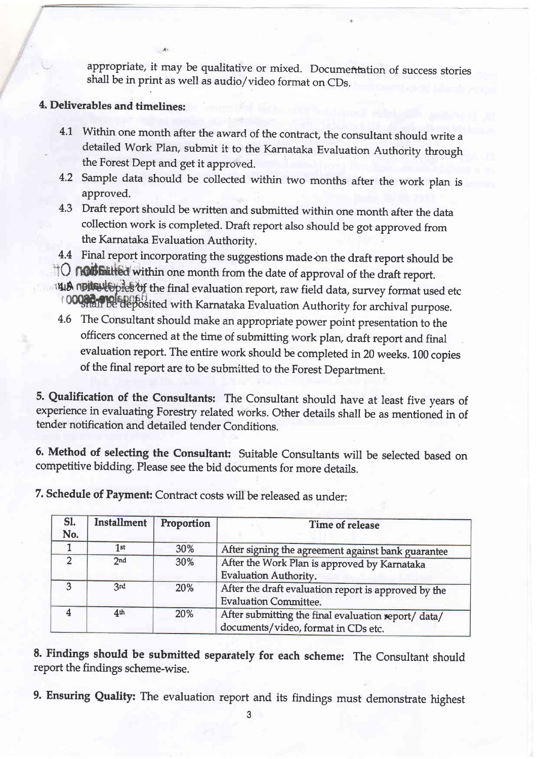appropriate, it may be qualitative or mixed. Documentation of success stories shall be in print as well as audio/video format on CDs.

**4. Deliverables and timelines:**

4.1 Within one month after the award of the contract, the consultant should write a detailed Work Plan, submit it to the Karnataka Evaluation Authority through the Forest Dept and get it approved.

4.2 Sample data should be collected within two months after the work plan is approved.

4.3 Draft report should be written and submitted within one month after the data collection work is completed. Draft report also should be got approved from the Karnataka Evaluation Authority.

4.4 Final report incorporating the suggestions made on the draft report should be submitted within one month from the date of approval of the draft report.

4.5 Three copies of the final evaluation report, raw field data, survey format used etc shall be deposited with Karnataka Evaluation Authority for archival purpose.

4.6 The Consultant should make an appropriate power point presentation to the officers concerned at the time of submitting work plan, draft report and final evaluation report. The entire work should be completed in 20 weeks. 100 copies of the final report are to be submitted to the Forest Department.

**5. Qualification of the Consultants:** The Consultant should have at least five years of experience in evaluating Forestry related works. Other details shall be as mentioned in of tender notification and detailed tender Conditions.

**6. Method of selecting the Consultant:** Suitable Consultants will be selected based on competitive bidding. Please see the bid documents for more details.

**7. Schedule of Payment:** Contract costs will be released as under:

| Sl. No. | Installment | Proportion | Time of release |
|---|---|---|---|
| 1 | 1st | 30% | After signing the agreement against bank guarantee |
| 2 | 2nd | 30% | After the Work Plan is approved by Karnataka Evaluation Authority. |
| 3 | 3rd | 20% | After the draft evaluation report is approved by the Evaluation Committee. |
| 4 | 4th | 20% | After submitting the final evaluation report/ data/ documents/video, format in CDs etc. |

**8. Findings should be submitted separately for each scheme:** The Consultant should report the findings scheme-wise.

**9. Ensuring Quality:** The evaluation report and its findings must demonstrate highest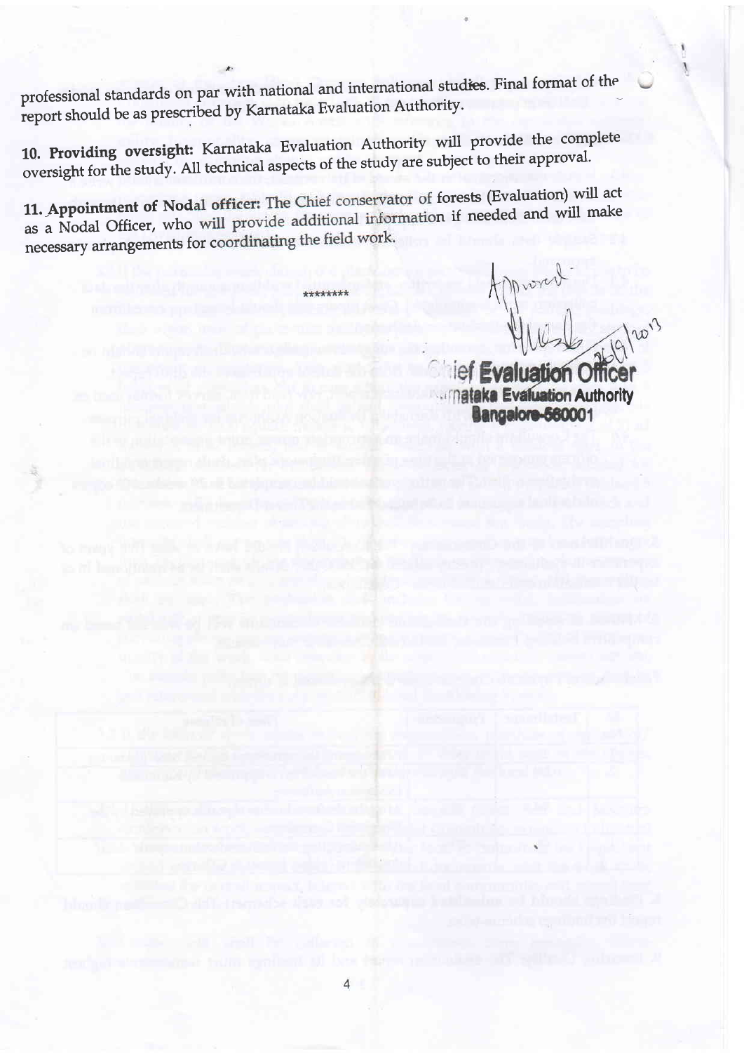professional standards on par with national and international studies. Final format of the report should be as prescribed by Karnataka Evaluation Authority.

**10. Providing oversight:** Karnataka Evaluation Authority will provide the complete oversight for the study. All technical aspects of the study are subject to their approval.

**11. Appointment of Nodal officer:** The Chief conservator of forests (Evaluation) will act as a Nodal Officer, who will provide additional information if needed and will make necessary arrangements for coordinating the field work.

********

Approved

26/9/2013

**Chief Evaluation Officer**
**Karnataka Evaluation Authority**
**Bangalore-560001**